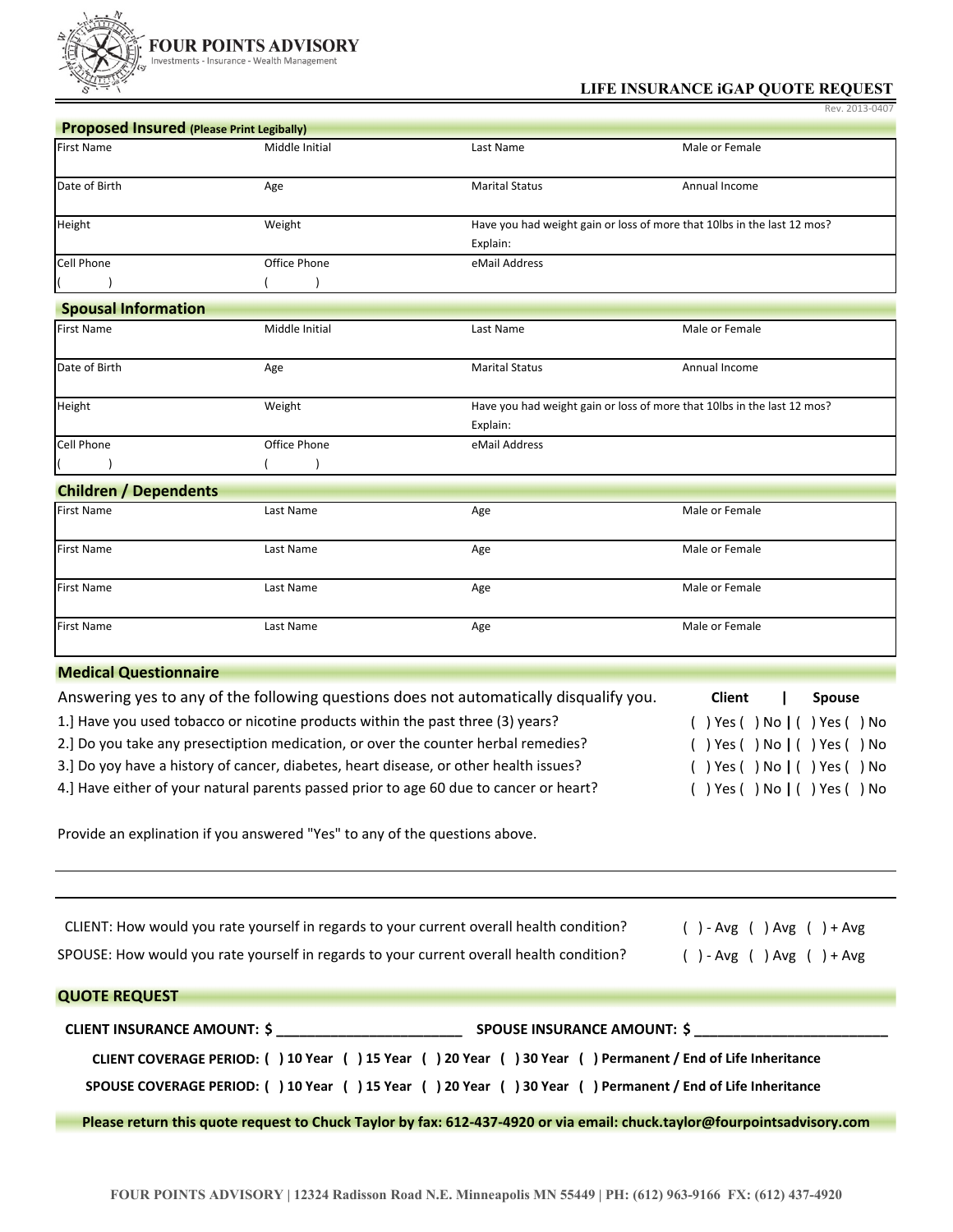# FOUR POINTS ADVISORY

Investments - Insurance - Wealth Management

## LIFE INSURANCE iGAP QUOTE REQUEST

Rev. 2013-0407

### Proposed Insured (Please Print Legibly)

| First Name | Middle Initial | Last Name | Male or Female |
|---|---|---|---|
| Date of Birth | Age | Marital Status | Annual Income |
| Height | Weight | Have you had weight gain or loss of more that 10lbs in the last 12 mos? Explain: | |
| Cell Phone ( ) | Office Phone ( ) | eMail Address | |

### Spousal Information

| First Name | Middle Initial | Last Name | Male or Female |
|---|---|---|---|
| Date of Birth | Age | Marital Status | Annual Income |
| Height | Weight | Have you had weight gain or loss of more that 10lbs in the last 12 mos? Explain: | |
| Cell Phone ( ) | Office Phone ( ) | eMail Address | |

### Children / Dependents

| First Name | Last Name | Age | Male or Female |
|---|---|---|---|
| First Name | Last Name | Age | Male or Female |
| First Name | Last Name | Age | Male or Female |
| First Name | Last Name | Age | Male or Female |

### Medical Questionnaire

| Answering yes to any of the following questions does not automatically disqualify you. | Client | Spouse |
|---|---|---|
| 1.] Have you used tobacco or nicotine products within the past three (3) years? | ( ) Yes ( ) No | ( ) Yes ( ) No |
| 2.] Do you take any presectiption medication, or over the counter herbal remedies? | ( ) Yes ( ) No | ( ) Yes ( ) No |
| 3.] Do yoy have a history of cancer, diabetes, heart disease, or other health issues? | ( ) Yes ( ) No | ( ) Yes ( ) No |
| 4.] Have either of your natural parents passed prior to age 60 due to cancer or heart? | ( ) Yes ( ) No | ( ) Yes ( ) No |

Provide an explination if you answered "Yes" to any of the questions above.

\_\_\_\_\_\_\_\_\_\_\_\_\_\_\_\_\_\_\_\_\_\_\_\_\_\_\_\_\_\_\_\_\_\_\_\_\_\_\_\_\_\_\_\_\_\_\_\_\_\_\_\_\_\_\_\_

\_\_\_\_\_\_\_\_\_\_\_\_\_\_\_\_\_\_\_\_\_\_\_\_\_\_\_\_\_\_\_\_\_\_\_\_\_\_\_\_\_\_\_\_\_\_\_\_\_\_\_\_\_\_\_\_

CLIENT: How would you rate yourself in regards to your current overall health condition? ( ) - Avg ( ) Avg ( ) + Avg

SPOUSE: How would you rate yourself in regards to your current overall health condition? ( ) - Avg ( ) Avg ( ) + Avg

### QUOTE REQUEST

**CLIENT INSURANCE AMOUNT: $ \_\_\_\_\_\_\_\_\_\_\_\_\_\_\_\_\_\_\_\_\_\_\_\_ SPOUSE INSURANCE AMOUNT: $ \_\_\_\_\_\_\_\_\_\_\_\_\_\_\_\_\_\_\_\_\_\_\_\_**

**CLIENT COVERAGE PERIOD: ( ) 10 Year ( ) 15 Year ( ) 20 Year ( ) 30 Year ( ) Permanent / End of Life Inheritance**

**SPOUSE COVERAGE PERIOD: ( ) 10 Year ( ) 15 Year ( ) 20 Year ( ) 30 Year ( ) Permanent / End of Life Inheritance**

**Please return this quote request to Chuck Taylor by fax: 612-437-4920 or via email: chuck.taylor@fourpointsadvisory.com**

FOUR POINTS ADVISORY | 12324 Radisson Road N.E. Minneapolis MN 55449 | PH: (612) 963-9166 FX: (612) 437-4920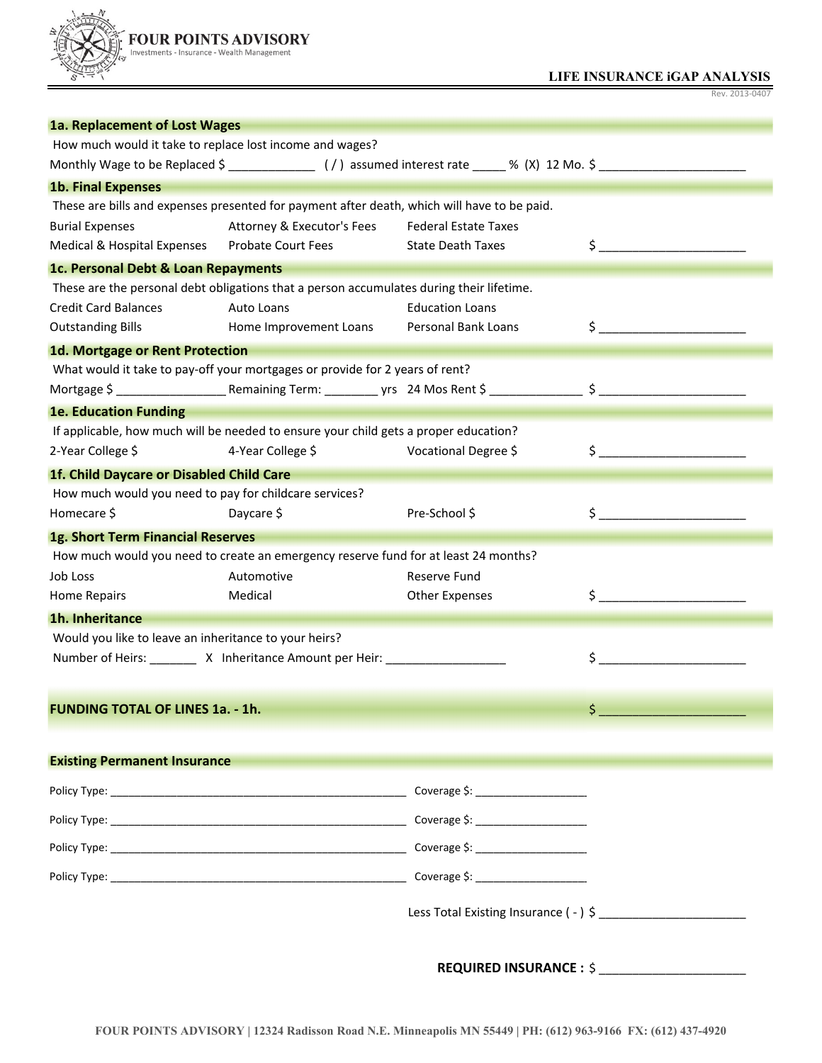**FOUR POINTS ADVISORY**
Investments - Insurance - Wealth Management

# LIFE INSURANCE iGAP ANALYSIS

Rev. 2013-0407

## 1a. Replacement of Lost Wages

How much would it take to replace lost income and wages?

Monthly Wage to be Replaced $ _____________ ( / ) assumed interest rate _____ % (X) 12 Mo. $ ______________________

## 1b. Final Expenses

These are bills and expenses presented for payment after death, which will have to be paid.

| | | | |
|---|---|---|---|
| Burial Expenses | Attorney & Executor's Fees | Federal Estate Taxes | |
| Medical & Hospital Expenses | Probate Court Fees | State Death Taxes | $ ______________________ |

## 1c. Personal Debt & Loan Repayments

These are the personal debt obligations that a person accumulates during their lifetime.

| | | | |
|---|---|---|---|
| Credit Card Balances | Auto Loans | Education Loans | |
| Outstanding Bills | Home Improvement Loans | Personal Bank Loans | $ ______________________ |

## 1d. Mortgage or Rent Protection

What would it take to pay-off your mortgages or provide for 2 years of rent?

Mortgage $ ________________ Remaining Term: ________ yrs 24 Mos Rent $ ______________ $ ______________________

## 1e. Education Funding

If applicable, how much will be needed to ensure your child gets a proper education?

2-Year College $ 4-Year College $ Vocational Degree $ $ ______________________

## 1f. Child Daycare or Disabled Child Care

How much would you need to pay for childcare services?

Homecare $ Daycare $ Pre-School $ $ ______________________

## 1g. Short Term Financial Reserves

How much would you need to create an emergency reserve fund for at least 24 months?

| | | | |
|---|---|---|---|
| Job Loss | Automotive | Reserve Fund | |
| Home Repairs | Medical | Other Expenses | $ ______________________ |

## 1h. Inheritance

Would you like to leave an inheritance to your heirs?

Number of Heirs: _______ X Inheritance Amount per Heir: __________________ $ ______________________

## FUNDING TOTAL OF LINES 1a. - 1h. $ ______________________

## Existing Permanent Insurance

Policy Type: __________________________________________________ Coverage $: __________________

Policy Type: __________________________________________________ Coverage $: __________________

Policy Type: __________________________________________________ Coverage $: __________________

Policy Type: __________________________________________________ Coverage $: __________________

Less Total Existing Insurance ( - ) $ ______________________

**REQUIRED INSURANCE :** $ ______________________

FOUR POINTS ADVISORY | 12324 Radisson Road N.E. Minneapolis MN 55449 | PH: (612) 963-9166 FX: (612) 437-4920